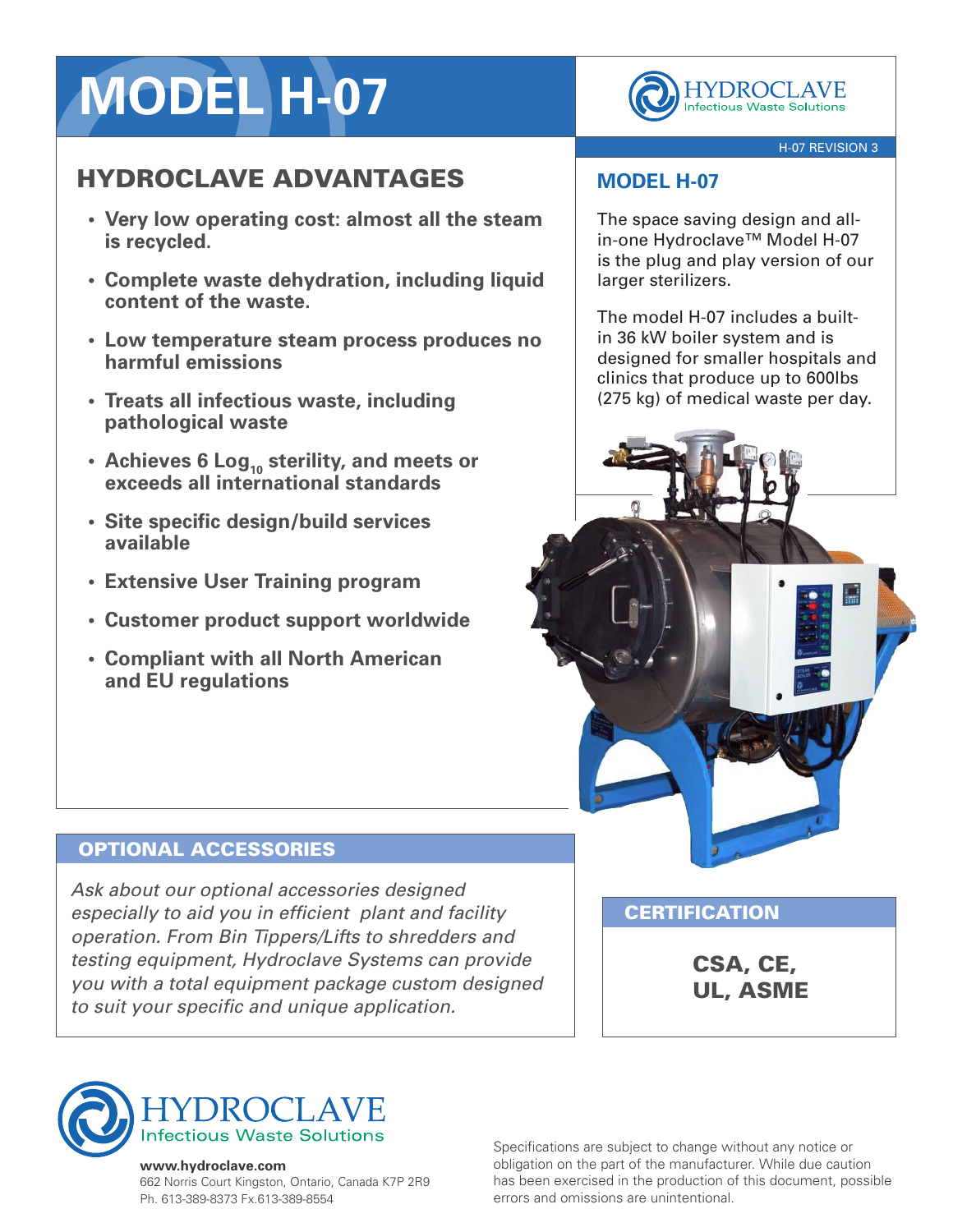# MODEL H-07

HYDROCLAVE
Infectious Waste Solutions

H-07 REVISION 3

## HYDROCLAVE ADVANTAGES

- **Very low operating cost: almost all the steam is recycled.**
- **Complete waste dehydration, including liquid content of the waste.**
- **Low temperature steam process produces no harmful emissions**
- **Treats all infectious waste, including pathological waste**
- **Achieves 6 $Log_{10}$ sterility, and meets or exceeds all international standards**
- **Site specific design/build services available**
- **Extensive User Training program**
- **Customer product support worldwide**
- **Compliant with all North American and EU regulations**

## MODEL H-07

The space saving design and all-in-one Hydroclave™ Model H-07 is the plug and play version of our larger sterilizers.

The model H-07 includes a built-in 36 kW boiler system and is designed for smaller hospitals and clinics that produce up to 600lbs (275 kg) of medical waste per day.

## OPTIONAL ACCESSORIES

*Ask about our optional accessories designed especially to aid you in efficient plant and facility operation. From Bin Tippers/Lifts to shredders and testing equipment, Hydroclave Systems can provide you with a total equipment package custom designed to suit your specific and unique application.*

## CERTIFICATION

**CSA, CE, UL, ASME**

HYDROCLAVE
Infectious Waste Solutions

**www.hydroclave.com**
662 Norris Court Kingston, Ontario, Canada K7P 2R9
Ph. 613-389-8373 Fx.613-389-8554

Specifications are subject to change without any notice or obligation on the part of the manufacturer. While due caution has been exercised in the production of this document, possible errors and omissions are unintentional.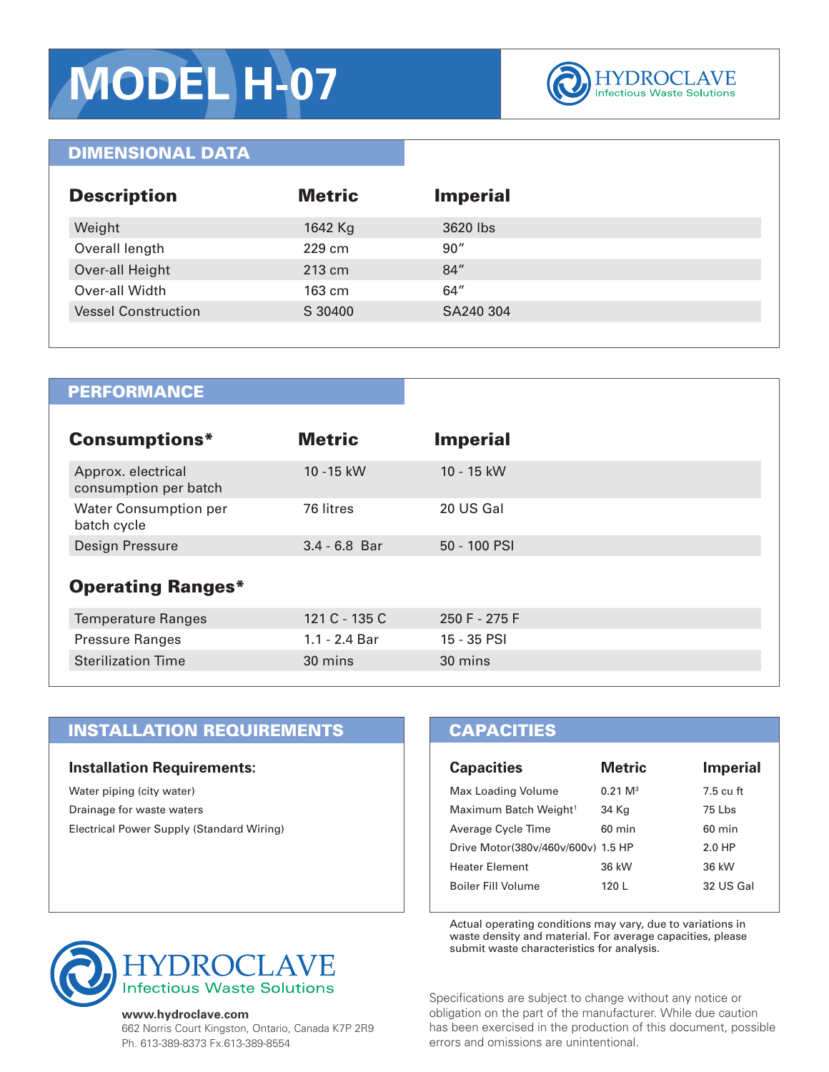# MODEL H-07

HYDROCLAVE
Infectious Waste Solutions

## DIMENSIONAL DATA

| Description | Metric | Imperial |
|---|---|---|
| Weight | 1642 Kg | 3620 lbs |
| Overall length | 229 cm | 90″ |
| Over-all Height | 213 cm | 84″ |
| Over-all Width | 163 cm | 64″ |
| Vessel Construction | S 30400 | SA240 304 |

## PERFORMANCE

| Consumptions* | Metric | Imperial |
|---|---|---|
| Approx. electrical consumption per batch | 10 -15 kW | 10 - 15 kW |
| Water Consumption per batch cycle | 76 litres | 20 US Gal |
| Design Pressure | 3.4 - 6.8 Bar | 50 - 100 PSI |

### Operating Ranges*

| | | |
|---|---|---|
| Temperature Ranges | 121 C - 135 C | 250 F - 275 F |
| Pressure Ranges | 1.1 - 2.4 Bar | 15 - 35 PSI |
| Sterilization Time | 30 mins | 30 mins |

## INSTALLATION REQUIREMENTS

**Installation Requirements:**

Water piping (city water)

Drainage for waste waters

Electrical Power Supply (Standard Wiring)

## CAPACITIES

| Capacities | Metric | Imperial |
|---|---|---|
| Max Loading Volume | 0.21 $M^3$ | 7.5 cu ft |
| Maximum Batch Weight[1] | 34 Kg | 75 Lbs |
| Average Cycle Time | 60 min | 60 min |
| Drive Motor(380v/460v/600v) | 1.5 HP | 2.0 HP |
| Heater Element | 36 kW | 36 kW |
| Boiler Fill Volume | 120 L | 32 US Gal |

Actual operating conditions may vary, due to variations in waste density and material. For average capacities, please submit waste characteristics for analysis.

HYDROCLAVE
Infectious Waste Solutions

**www.hydroclave.com**
662 Norris Court Kingston, Ontario, Canada K7P 2R9
Ph. 613-389-8373 Fx.613-389-8554

Specifications are subject to change without any notice or obligation on the part of the manufacturer. While due caution has been exercised in the production of this document, possible errors and omissions are unintentional.